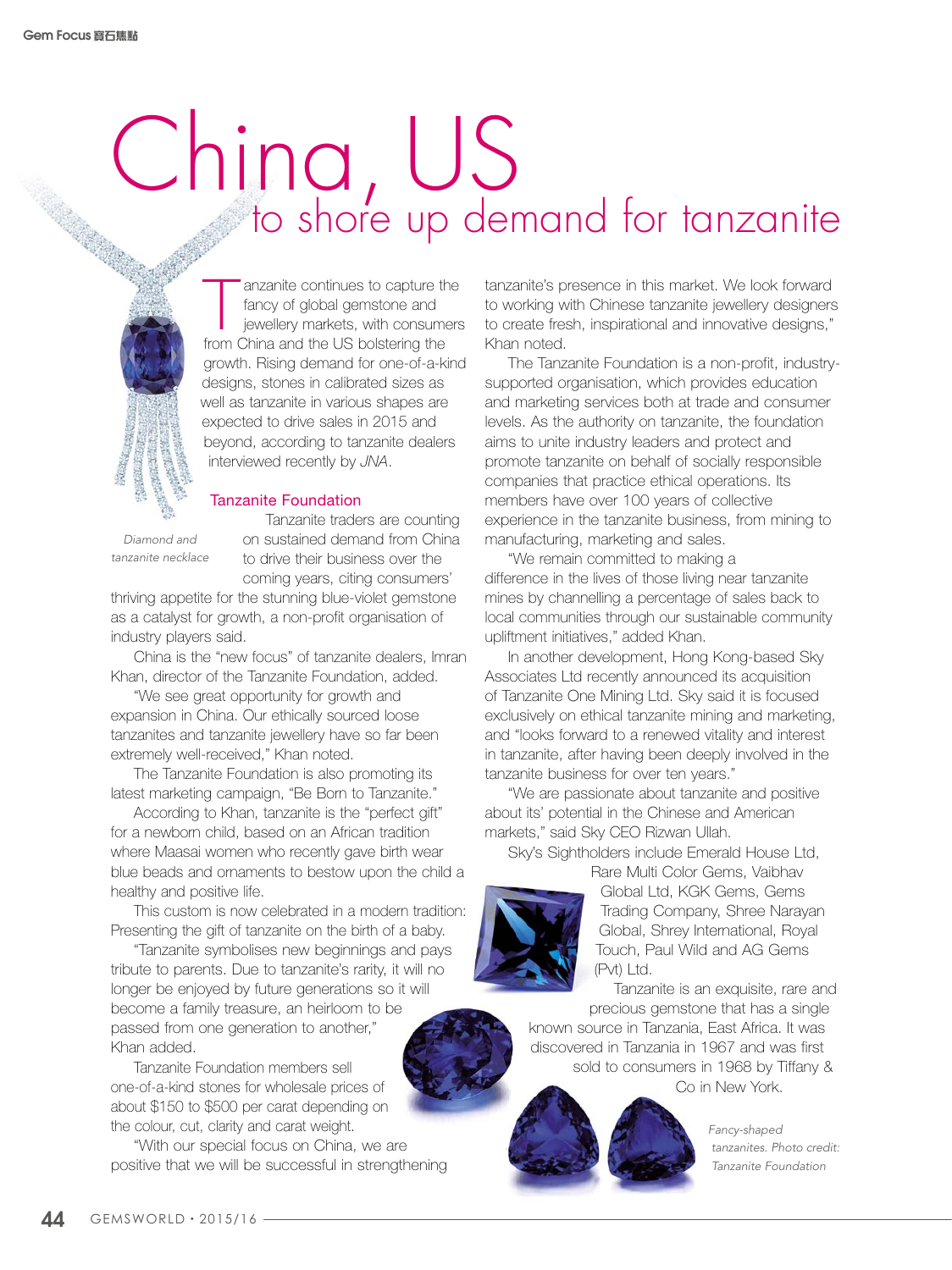# China, US
## to shore up demand for tanzanite

Tanzanite continues to capture the fancy of global gemstone and jewellery markets, with consumers from China and the US bolstering the growth. Rising demand for one-of-a-kind designs, stones in calibrated sizes as well as tanzanite in various shapes are expected to drive sales in 2015 and beyond, according to tanzanite dealers interviewed recently by *JNA*.

*Diamond and tanzanite necklace*

### Tanzanite Foundation

Tanzanite traders are counting on sustained demand from China to drive their business over the coming years, citing consumers' thriving appetite for the stunning blue-violet gemstone as a catalyst for growth, a non-profit organisation of industry players said.

China is the "new focus" of tanzanite dealers, Imran Khan, director of the Tanzanite Foundation, added.

"We see great opportunity for growth and expansion in China. Our ethically sourced loose tanzanites and tanzanite jewellery have so far been extremely well-received," Khan noted.

The Tanzanite Foundation is also promoting its latest marketing campaign, "Be Born to Tanzanite."

According to Khan, tanzanite is the "perfect gift" for a newborn child, based on an African tradition where Maasai women who recently gave birth wear blue beads and ornaments to bestow upon the child a healthy and positive life.

This custom is now celebrated in a modern tradition: Presenting the gift of tanzanite on the birth of a baby.

"Tanzanite symbolises new beginnings and pays tribute to parents. Due to tanzanite's rarity, it will no longer be enjoyed by future generations so it will become a family treasure, an heirloom to be passed from one generation to another," Khan added.

Tanzanite Foundation members sell one-of-a-kind stones for wholesale prices of about $150 to $500 per carat depending on the colour, cut, clarity and carat weight.

"With our special focus on China, we are positive that we will be successful in strengthening tanzanite's presence in this market. We look forward to working with Chinese tanzanite jewellery designers to create fresh, inspirational and innovative designs," Khan noted.

The Tanzanite Foundation is a non-profit, industry-supported organisation, which provides education and marketing services both at trade and consumer levels. As the authority on tanzanite, the foundation aims to unite industry leaders and protect and promote tanzanite on behalf of socially responsible companies that practice ethical operations. Its members have over 100 years of collective experience in the tanzanite business, from mining to manufacturing, marketing and sales.

"We remain committed to making a difference in the lives of those living near tanzanite mines by channelling a percentage of sales back to local communities through our sustainable community upliftment initiatives," added Khan.

In another development, Hong Kong-based Sky Associates Ltd recently announced its acquisition of Tanzanite One Mining Ltd. Sky said it is focused exclusively on ethical tanzanite mining and marketing, and "looks forward to a renewed vitality and interest in tanzanite, after having been deeply involved in the tanzanite business for over ten years."

"We are passionate about tanzanite and positive about its' potential in the Chinese and American markets," said Sky CEO Rizwan Ullah.

Sky's Sightholders include Emerald House Ltd, Rare Multi Color Gems, Vaibhav Global Ltd, KGK Gems, Gems Trading Company, Shree Narayan Global, Shrey International, Royal Touch, Paul Wild and AG Gems (Pvt) Ltd.

Tanzanite is an exquisite, rare and precious gemstone that has a single known source in Tanzania, East Africa. It was discovered in Tanzania in 1967 and was first sold to consumers in 1968 by Tiffany & Co in New York.

*Fancy-shaped tanzanites. Photo credit: Tanzanite Foundation*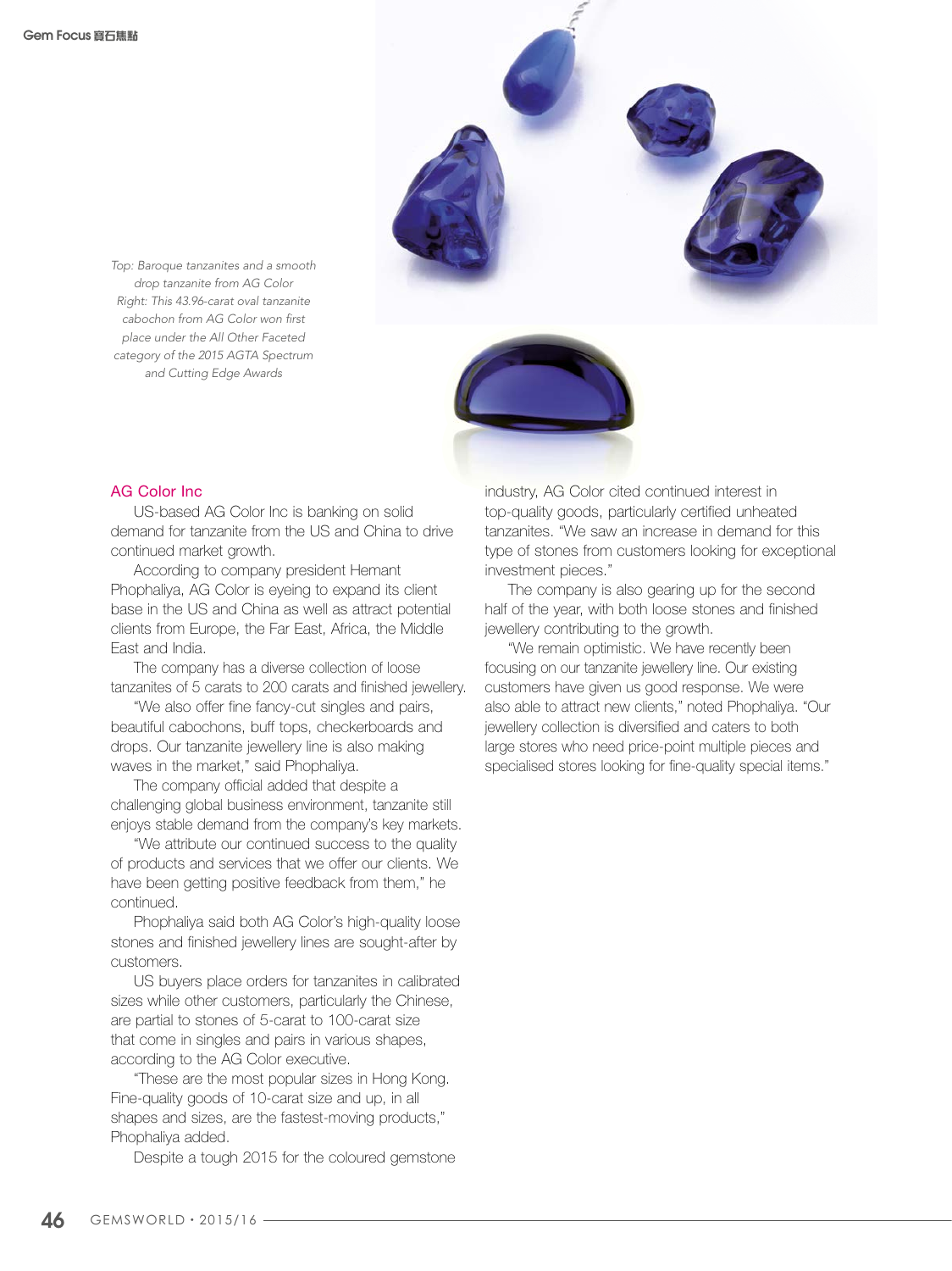Top: Baroque tanzanites and a smooth drop tanzanite from AG Color
Right: This 43.96-carat oval tanzanite cabochon from AG Color won first place under the All Other Faceted category of the 2015 AGTA Spectrum and Cutting Edge Awards

## AG Color Inc

US-based AG Color Inc is banking on solid demand for tanzanite from the US and China to drive continued market growth.

According to company president Hemant Phophaliya, AG Color is eyeing to expand its client base in the US and China as well as attract potential clients from Europe, the Far East, Africa, the Middle East and India.

The company has a diverse collection of loose tanzanites of 5 carats to 200 carats and finished jewellery.

"We also offer fine fancy-cut singles and pairs, beautiful cabochons, buff tops, checkerboards and drops. Our tanzanite jewellery line is also making waves in the market," said Phophaliya.

The company official added that despite a challenging global business environment, tanzanite still enjoys stable demand from the company's key markets.

"We attribute our continued success to the quality of products and services that we offer our clients. We have been getting positive feedback from them," he continued.

Phophaliya said both AG Color's high-quality loose stones and finished jewellery lines are sought-after by customers.

US buyers place orders for tanzanites in calibrated sizes while other customers, particularly the Chinese, are partial to stones of 5-carat to 100-carat size that come in singles and pairs in various shapes, according to the AG Color executive.

"These are the most popular sizes in Hong Kong. Fine-quality goods of 10-carat size and up, in all shapes and sizes, are the fastest-moving products," Phophaliya added.

Despite a tough 2015 for the coloured gemstone industry, AG Color cited continued interest in top-quality goods, particularly certified unheated tanzanites. "We saw an increase in demand for this type of stones from customers looking for exceptional investment pieces."

The company is also gearing up for the second half of the year, with both loose stones and finished jewellery contributing to the growth.

"We remain optimistic. We have recently been focusing on our tanzanite jewellery line. Our existing customers have given us good response. We were also able to attract new clients," noted Phophaliya. "Our jewellery collection is diversified and caters to both large stores who need price-point multiple pieces and specialised stores looking for fine-quality special items."